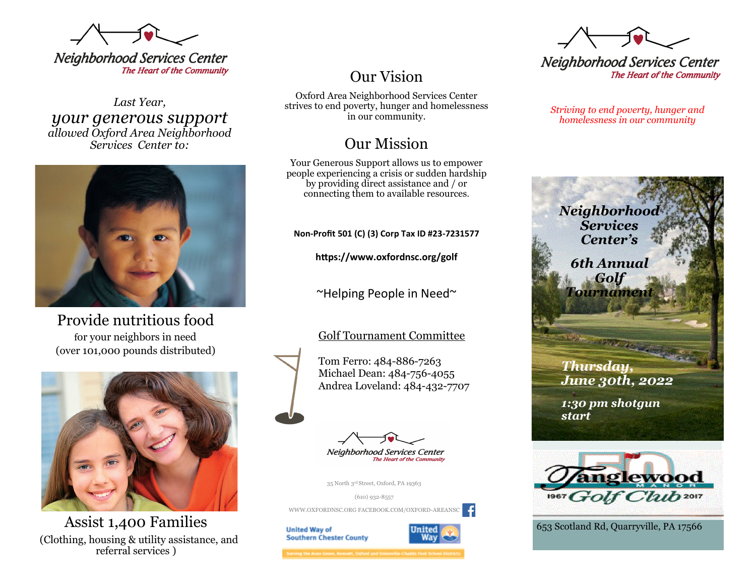# Neighborhood Services Center

*The Heart of the Community*

*Last Year,*

*your generous support*

*allowed Oxford Area Neighborhood Services Center to:*

## Provide nutritious food

for your neighbors in need

(over 101,000 pounds distributed)

## Assist 1,400 Families

(Clothing, housing & utility assistance, and referral services )

## Our Vision

Oxford Area Neighborhood Services Center strives to end poverty, hunger and homelessness in our community.

## Our Mission

Your Generous Support allows us to empower people experiencing a crisis or sudden hardship by providing direct assistance and / or connecting them to available resources.

**Non-Profit 501 (C) (3) Corp Tax ID #23-7231577**

**https://www.oxfordnsc.org/golf**

~Helping People in Need~

### Golf Tournament Committee

Tom Ferro: 484-886-7263
Michael Dean: 484-756-4055
Andrea Loveland: 484-432-7707

Neighborhood Services Center
*The Heart of the Community*

35 North 3rd Street, Oxford, PA 19363

(610) 932-8557

WWW.OXFORDNSC.ORG FACEBOOK.COM/OXFORD-AREANSC

United Way of Southern Chester County

Serving the Avon Grove, Kennett, Oxford and Unionville-Chadds Ford School Districts

# Neighborhood Services Center

*The Heart of the Community*

*Striving to end poverty, hunger and homelessness in our community*

## *Neighborhood Services Center's*

## *6th Annual Golf Tournament*

***Thursday, June 30th, 2022***

***1:30 pm shotgun start***

Tanglewood Manor Golf Club 1967 2017

653 Scotland Rd, Quarryville, PA 17566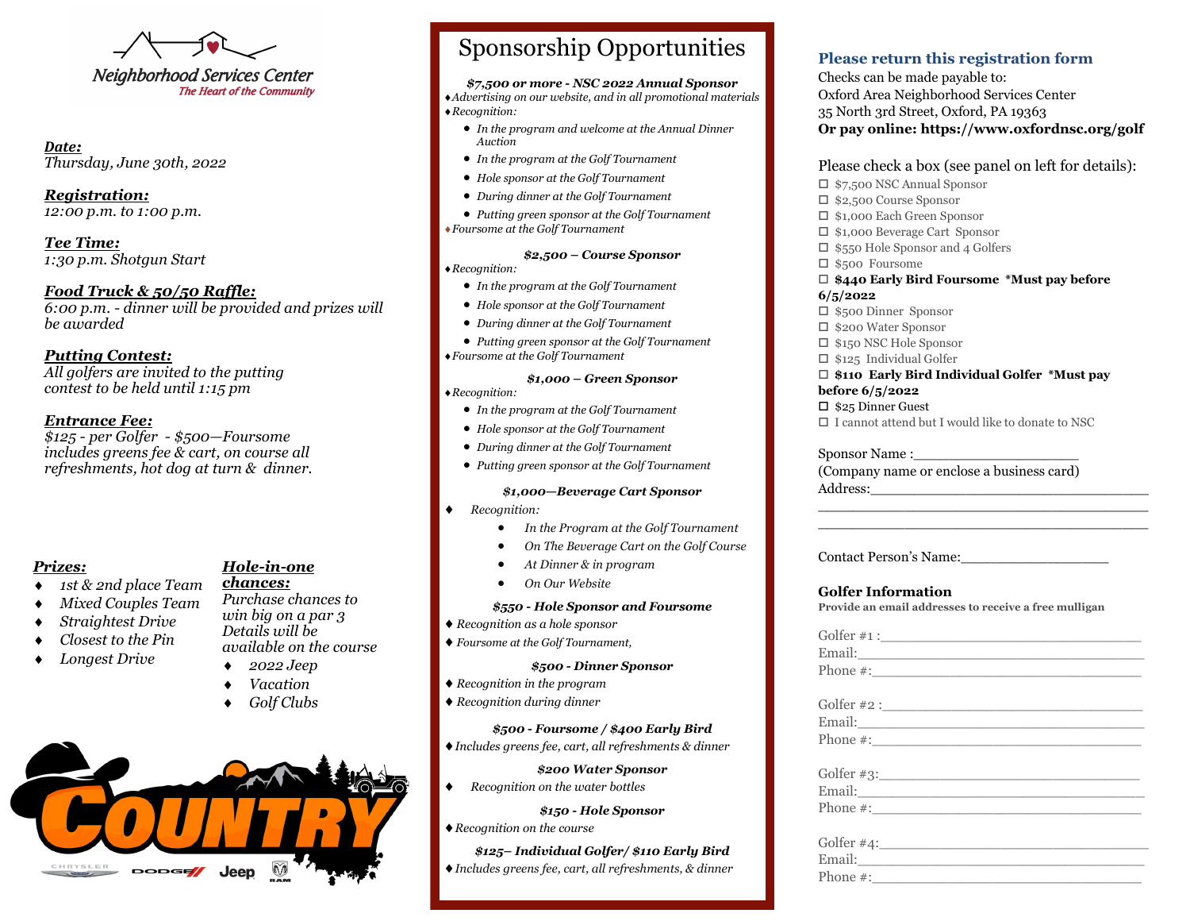Neighborhood Services Center
The Heart of the Community

***Date:***
*Thursday, June 30th, 2022*

***Registration:***
*12:00 p.m. to 1:00 p.m.*

***Tee Time:***
*1:30 p.m. Shotgun Start*

***Food Truck & 50/50 Raffle:***
*6:00 p.m. - dinner will be provided and prizes will be awarded*

***Putting Contest:***
*All golfers are invited to the putting contest to be held until 1:15 pm*

***Entrance Fee:***
*$125 - per Golfer - $500—Foursome includes greens fee & cart, on course all refreshments, hot dog at turn & dinner.*

***Prizes:***

- *1st & 2nd place Team*
- *Mixed Couples Team*
- *Straightest Drive*
- *Closest to the Pin*
- *Longest Drive*

***Hole-in-one chances:***
*Purchase chances to win big on a par 3 Details will be available on the course*

- *2022 Jeep*
- *Vacation*
- *Golf Clubs*

COUNTRY
CHRYSLER DODGE Jeep RAM

# Sponsorship Opportunities

***$7,500 or more - NSC 2022 Annual Sponsor***

- *Advertising on our website, and in all promotional materials*
- *Recognition:*
  - *In the program and welcome at the Annual Dinner Auction*
  - *In the program at the Golf Tournament*
  - *Hole sponsor at the Golf Tournament*
  - *During dinner at the Golf Tournament*
  - *Putting green sponsor at the Golf Tournament*
- *Foursome at the Golf Tournament*

***$2,500 – Course Sponsor***

- *Recognition:*
  - *In the program at the Golf Tournament*
  - *Hole sponsor at the Golf Tournament*
  - *During dinner at the Golf Tournament*
  - *Putting green sponsor at the Golf Tournament*
- *Foursome at the Golf Tournament*

***$1,000 – Green Sponsor***

- *Recognition:*
  - *In the program at the Golf Tournament*
  - *Hole sponsor at the Golf Tournament*
  - *During dinner at the Golf Tournament*
  - *Putting green sponsor at the Golf Tournament*

***$1,000—Beverage Cart Sponsor***

- *Recognition:*
  - *In the Program at the Golf Tournament*
  - *On The Beverage Cart on the Golf Course*
  - *At Dinner & in program*
  - *On Our Website*

***$550 - Hole Sponsor and Foursome***

- *Recognition as a hole sponsor*
- *Foursome at the Golf Tournament,*

***$500 - Dinner Sponsor***

- *Recognition in the program*
- *Recognition during dinner*

***$500 - Foursome / $400 Early Bird***

- *Includes greens fee, cart, all refreshments & dinner*

***$200 Water Sponsor***

- *Recognition on the water bottles*

***$150 - Hole Sponsor***

- *Recognition on the course*

***$125– Individual Golfer/ $110 Early Bird***

- *Includes greens fee, cart, all refreshments, & dinner*

## Please return this registration form

Checks can be made payable to:
Oxford Area Neighborhood Services Center
35 North 3rd Street, Oxford, PA 19363
**Or pay online: https://www.oxfordnsc.org/golf**

Please check a box (see panel on left for details):

- ☐ $7,500 NSC Annual Sponsor
- ☐ $2,500 Course Sponsor
- ☐ $1,000 Each Green Sponsor
- ☐ $1,000 Beverage Cart Sponsor
- ☐ $550 Hole Sponsor and 4 Golfers
- ☐ $500 Foursome
- ☐ **$440 Early Bird Foursome *Must pay before 6/5/2022**
- ☐ $500 Dinner Sponsor
- ☐ $200 Water Sponsor
- ☐ $150 NSC Hole Sponsor
- ☐ $125 Individual Golfer
- ☐ **$110 Early Bird Individual Golfer *Must pay before 6/5/2022**
- ☐ $25 Dinner Guest
- ☐ I cannot attend but I would like to donate to NSC

Sponsor Name :____________________
(Company name or enclose a business card)
Address:__________________________________
__________________________________________
__________________________________________

Contact Person's Name:__________________

**Golfer Information**
**Provide an email addresses to receive a free mulligan**

Golfer #1 :_______________________________
Email:____________________________________
Phone #:__________________________________

Golfer #2 :_______________________________
Email:____________________________________
Phone #:__________________________________

Golfer #3:________________________________
Email:____________________________________
Phone #:__________________________________

Golfer #4:________________________________
Email:____________________________________
Phone #:__________________________________